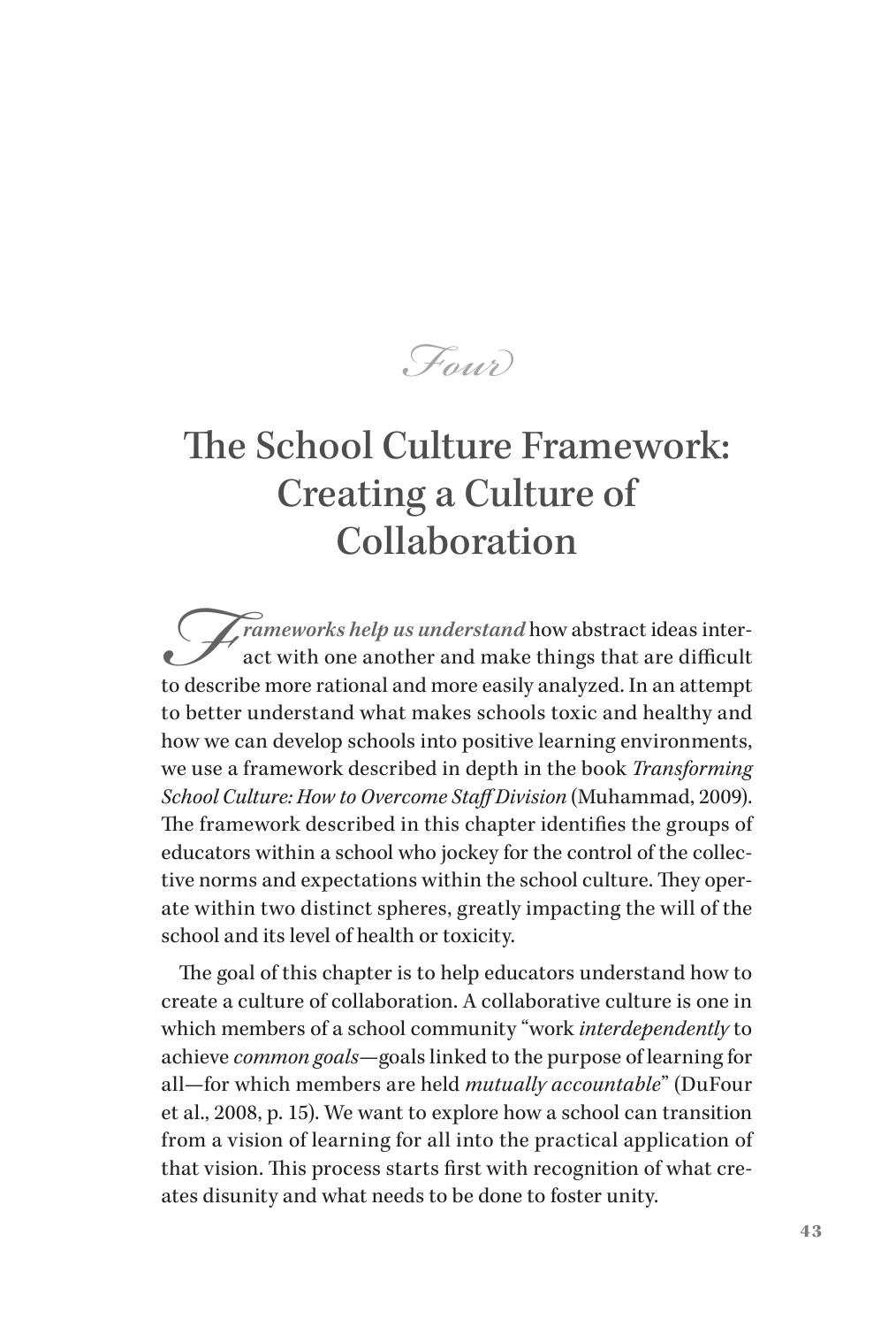# Four

# The School Culture Framework: Creating a Culture of Collaboration

*Frameworks help us understand* how abstract ideas interact with one another and make things that are difficult to describe more rational and more easily analyzed. In an attempt to better understand what makes schools toxic and healthy and how we can develop schools into positive learning environments, we use a framework described in depth in the book *Transforming School Culture: How to Overcome Staff Division* (Muhammad, 2009). The framework described in this chapter identifies the groups of educators within a school who jockey for the control of the collective norms and expectations within the school culture. They operate within two distinct spheres, greatly impacting the will of the school and its level of health or toxicity.

The goal of this chapter is to help educators understand how to create a culture of collaboration. A collaborative culture is one in which members of a school community "work *interdependently* to achieve *common goals*—goals linked to the purpose of learning for all—for which members are held *mutually accountable*" (DuFour et al., 2008, p. 15). We want to explore how a school can transition from a vision of learning for all into the practical application of that vision. This process starts first with recognition of what creates disunity and what needs to be done to foster unity.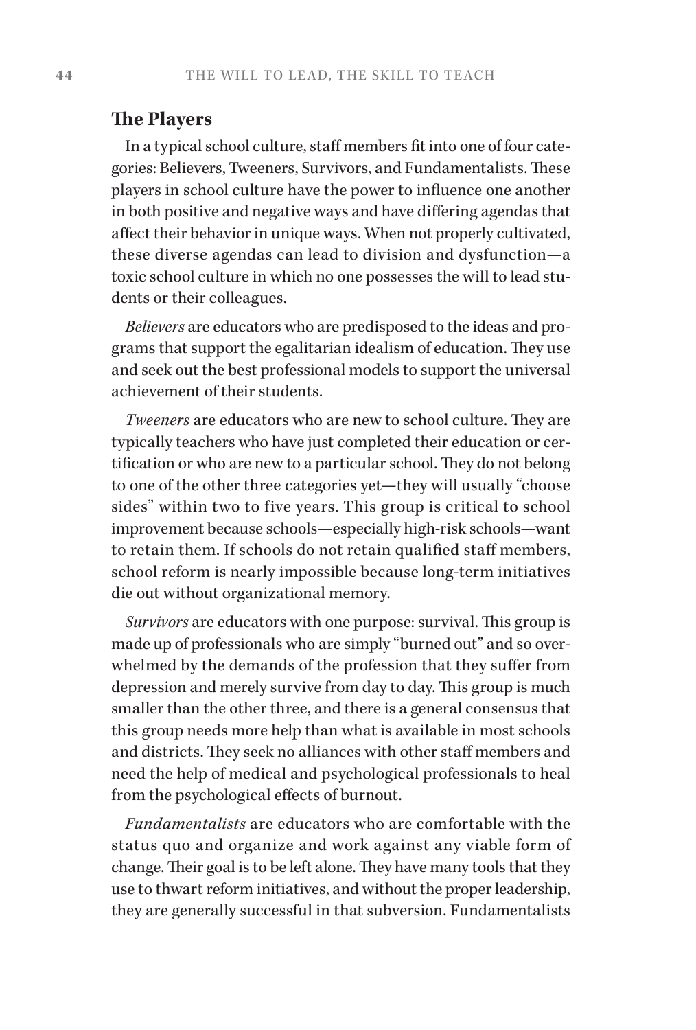## The Players

In a typical school culture, staff members fit into one of four categories: Believers, Tweeners, Survivors, and Fundamentalists. These players in school culture have the power to influence one another in both positive and negative ways and have differing agendas that affect their behavior in unique ways. When not properly cultivated, these diverse agendas can lead to division and dysfunction—a toxic school culture in which no one possesses the will to lead students or their colleagues.

*Believers* are educators who are predisposed to the ideas and programs that support the egalitarian idealism of education. They use and seek out the best professional models to support the universal achievement of their students.

*Tweeners* are educators who are new to school culture. They are typically teachers who have just completed their education or certification or who are new to a particular school. They do not belong to one of the other three categories yet—they will usually "choose sides" within two to five years. This group is critical to school improvement because schools—especially high-risk schools—want to retain them. If schools do not retain qualified staff members, school reform is nearly impossible because long-term initiatives die out without organizational memory.

*Survivors* are educators with one purpose: survival. This group is made up of professionals who are simply "burned out" and so overwhelmed by the demands of the profession that they suffer from depression and merely survive from day to day. This group is much smaller than the other three, and there is a general consensus that this group needs more help than what is available in most schools and districts. They seek no alliances with other staff members and need the help of medical and psychological professionals to heal from the psychological effects of burnout.

*Fundamentalists* are educators who are comfortable with the status quo and organize and work against any viable form of change. Their goal is to be left alone. They have many tools that they use to thwart reform initiatives, and without the proper leadership, they are generally successful in that subversion. Fundamentalists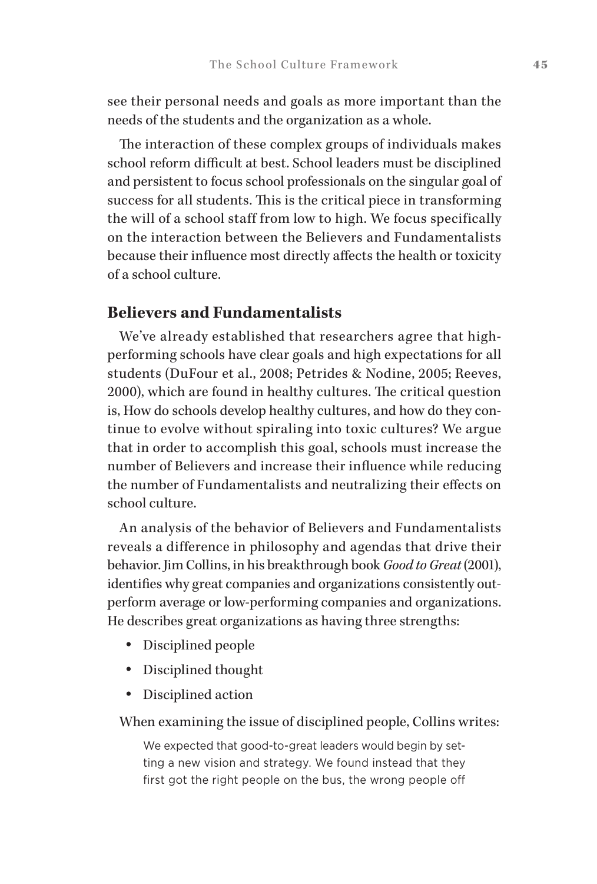see their personal needs and goals as more important than the needs of the students and the organization as a whole.

The interaction of these complex groups of individuals makes school reform difficult at best. School leaders must be disciplined and persistent to focus school professionals on the singular goal of success for all students. This is the critical piece in transforming the will of a school staff from low to high. We focus specifically on the interaction between the Believers and Fundamentalists because their influence most directly affects the health or toxicity of a school culture.

## Believers and Fundamentalists

We've already established that researchers agree that high-performing schools have clear goals and high expectations for all students (DuFour et al., 2008; Petrides & Nodine, 2005; Reeves, 2000), which are found in healthy cultures. The critical question is, How do schools develop healthy cultures, and how do they continue to evolve without spiraling into toxic cultures? We argue that in order to accomplish this goal, schools must increase the number of Believers and increase their influence while reducing the number of Fundamentalists and neutralizing their effects on school culture.

An analysis of the behavior of Believers and Fundamentalists reveals a difference in philosophy and agendas that drive their behavior. Jim Collins, in his breakthrough book *Good to Great* (2001), identifies why great companies and organizations consistently outperform average or low-performing companies and organizations. He describes great organizations as having three strengths:

- Disciplined people
- Disciplined thought
- Disciplined action

When examining the issue of disciplined people, Collins writes:

> We expected that good-to-great leaders would begin by setting a new vision and strategy. We found instead that they first got the right people on the bus, the wrong people off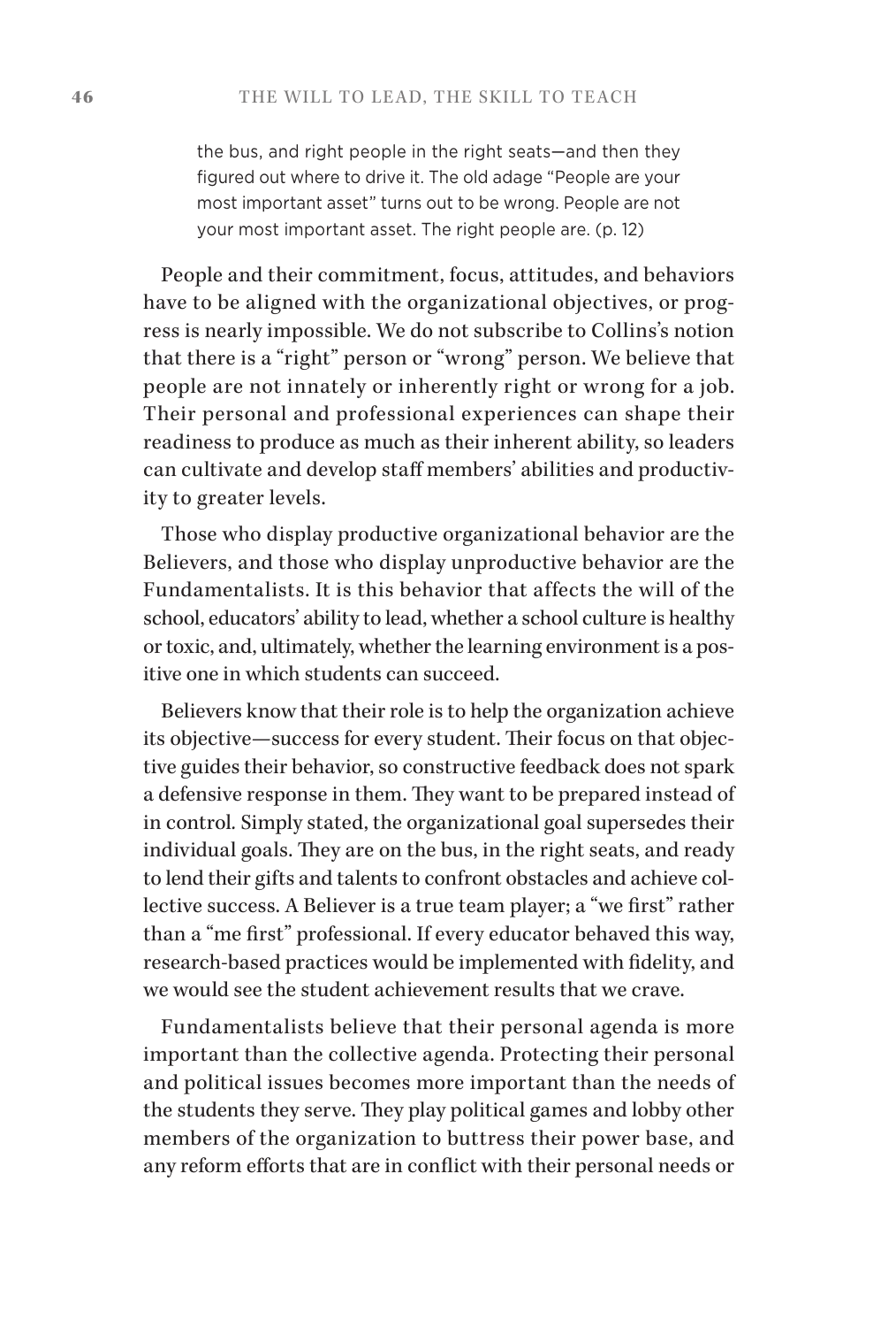> the bus, and right people in the right seats—and then they figured out where to drive it. The old adage "People are your most important asset" turns out to be wrong. People are not your most important asset. The right people are. (p. 12)

People and their commitment, focus, attitudes, and behaviors have to be aligned with the organizational objectives, or progress is nearly impossible. We do not subscribe to Collins's notion that there is a "right" person or "wrong" person. We believe that people are not innately or inherently right or wrong for a job. Their personal and professional experiences can shape their readiness to produce as much as their inherent ability, so leaders can cultivate and develop staff members' abilities and productivity to greater levels.

Those who display productive organizational behavior are the Believers, and those who display unproductive behavior are the Fundamentalists. It is this behavior that affects the will of the school, educators' ability to lead, whether a school culture is healthy or toxic, and, ultimately, whether the learning environment is a positive one in which students can succeed.

Believers know that their role is to help the organization achieve its objective—success for every student. Their focus on that objective guides their behavior, so constructive feedback does not spark a defensive response in them. They want to be prepared instead of in control. Simply stated, the organizational goal supersedes their individual goals. They are on the bus, in the right seats, and ready to lend their gifts and talents to confront obstacles and achieve collective success. A Believer is a true team player; a "we first" rather than a "me first" professional. If every educator behaved this way, research-based practices would be implemented with fidelity, and we would see the student achievement results that we crave.

Fundamentalists believe that their personal agenda is more important than the collective agenda. Protecting their personal and political issues becomes more important than the needs of the students they serve. They play political games and lobby other members of the organization to buttress their power base, and any reform efforts that are in conflict with their personal needs or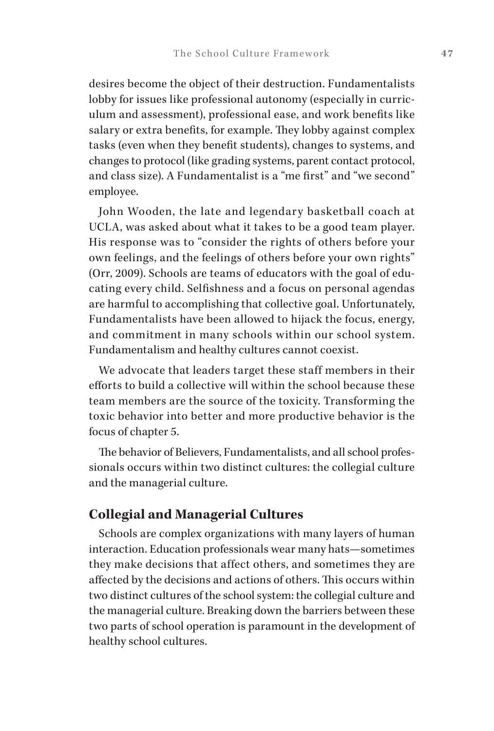desires become the object of their destruction. Fundamentalists lobby for issues like professional autonomy (especially in curriculum and assessment), professional ease, and work benefits like salary or extra benefits, for example. They lobby against complex tasks (even when they benefit students), changes to systems, and changes to protocol (like grading systems, parent contact protocol, and class size). A Fundamentalist is a "me first" and "we second" employee.

John Wooden, the late and legendary basketball coach at UCLA, was asked about what it takes to be a good team player. His response was to "consider the rights of others before your own feelings, and the feelings of others before your own rights" (Orr, 2009). Schools are teams of educators with the goal of educating every child. Selfishness and a focus on personal agendas are harmful to accomplishing that collective goal. Unfortunately, Fundamentalists have been allowed to hijack the focus, energy, and commitment in many schools within our school system. Fundamentalism and healthy cultures cannot coexist.

We advocate that leaders target these staff members in their efforts to build a collective will within the school because these team members are the source of the toxicity. Transforming the toxic behavior into better and more productive behavior is the focus of chapter 5.

The behavior of Believers, Fundamentalists, and all school professionals occurs within two distinct cultures: the collegial culture and the managerial culture.

## Collegial and Managerial Cultures

Schools are complex organizations with many layers of human interaction. Education professionals wear many hats—sometimes they make decisions that affect others, and sometimes they are affected by the decisions and actions of others. This occurs within two distinct cultures of the school system: the collegial culture and the managerial culture. Breaking down the barriers between these two parts of school operation is paramount in the development of healthy school cultures.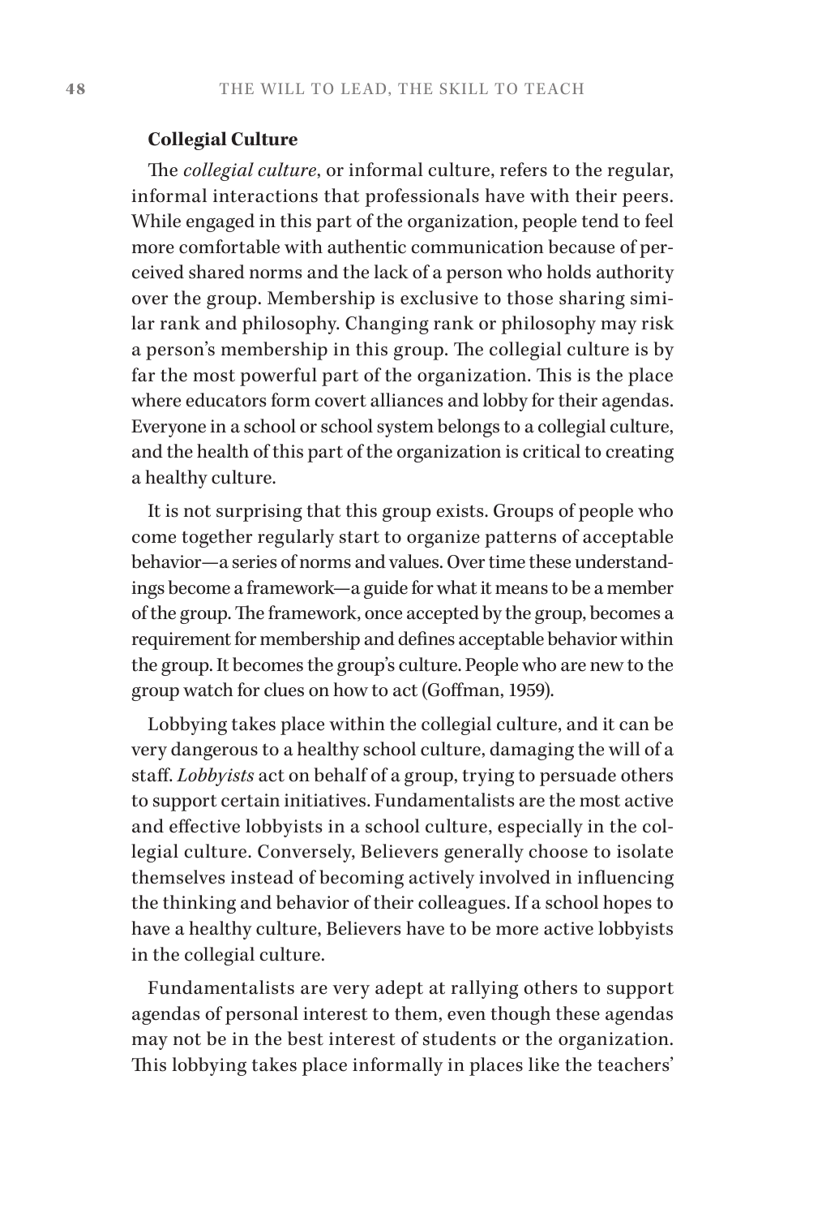**Collegial Culture**

The *collegial culture*, or informal culture, refers to the regular, informal interactions that professionals have with their peers. While engaged in this part of the organization, people tend to feel more comfortable with authentic communication because of perceived shared norms and the lack of a person who holds authority over the group. Membership is exclusive to those sharing similar rank and philosophy. Changing rank or philosophy may risk a person's membership in this group. The collegial culture is by far the most powerful part of the organization. This is the place where educators form covert alliances and lobby for their agendas. Everyone in a school or school system belongs to a collegial culture, and the health of this part of the organization is critical to creating a healthy culture.

It is not surprising that this group exists. Groups of people who come together regularly start to organize patterns of acceptable behavior—a series of norms and values. Over time these understandings become a framework—a guide for what it means to be a member of the group. The framework, once accepted by the group, becomes a requirement for membership and defines acceptable behavior within the group. It becomes the group's culture. People who are new to the group watch for clues on how to act (Goffman, 1959).

Lobbying takes place within the collegial culture, and it can be very dangerous to a healthy school culture, damaging the will of a staff. *Lobbyists* act on behalf of a group, trying to persuade others to support certain initiatives. Fundamentalists are the most active and effective lobbyists in a school culture, especially in the collegial culture. Conversely, Believers generally choose to isolate themselves instead of becoming actively involved in influencing the thinking and behavior of their colleagues. If a school hopes to have a healthy culture, Believers have to be more active lobbyists in the collegial culture.

Fundamentalists are very adept at rallying others to support agendas of personal interest to them, even though these agendas may not be in the best interest of students or the organization. This lobbying takes place informally in places like the teachers'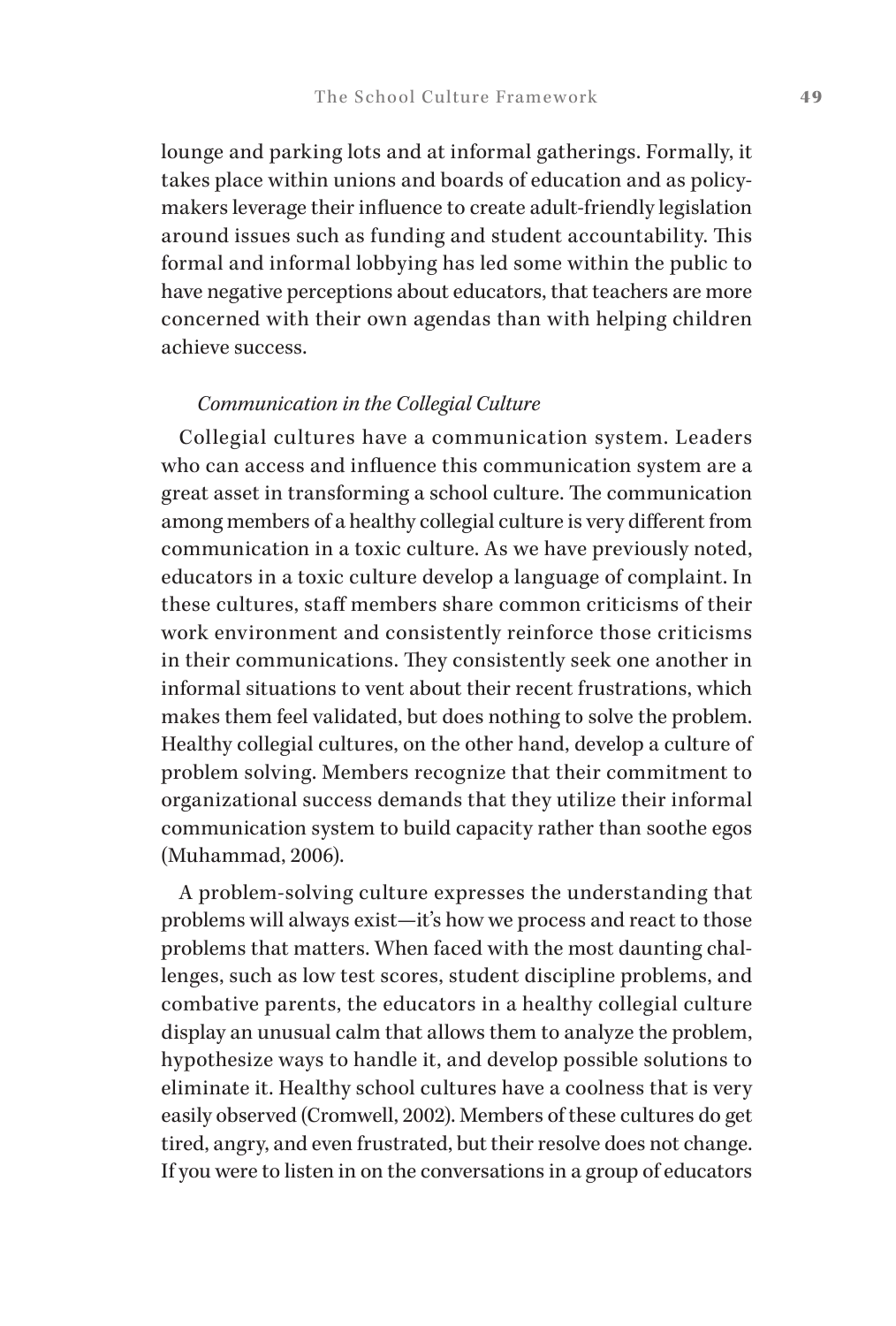lounge and parking lots and at informal gatherings. Formally, it takes place within unions and boards of education and as policymakers leverage their influence to create adult-friendly legislation around issues such as funding and student accountability. This formal and informal lobbying has led some within the public to have negative perceptions about educators, that teachers are more concerned with their own agendas than with helping children achieve success.

*Communication in the Collegial Culture*

Collegial cultures have a communication system. Leaders who can access and influence this communication system are a great asset in transforming a school culture. The communication among members of a healthy collegial culture is very different from communication in a toxic culture. As we have previously noted, educators in a toxic culture develop a language of complaint. In these cultures, staff members share common criticisms of their work environment and consistently reinforce those criticisms in their communications. They consistently seek one another in informal situations to vent about their recent frustrations, which makes them feel validated, but does nothing to solve the problem. Healthy collegial cultures, on the other hand, develop a culture of problem solving. Members recognize that their commitment to organizational success demands that they utilize their informal communication system to build capacity rather than soothe egos (Muhammad, 2006).

A problem-solving culture expresses the understanding that problems will always exist—it's how we process and react to those problems that matters. When faced with the most daunting challenges, such as low test scores, student discipline problems, and combative parents, the educators in a healthy collegial culture display an unusual calm that allows them to analyze the problem, hypothesize ways to handle it, and develop possible solutions to eliminate it. Healthy school cultures have a coolness that is very easily observed (Cromwell, 2002). Members of these cultures do get tired, angry, and even frustrated, but their resolve does not change. If you were to listen in on the conversations in a group of educators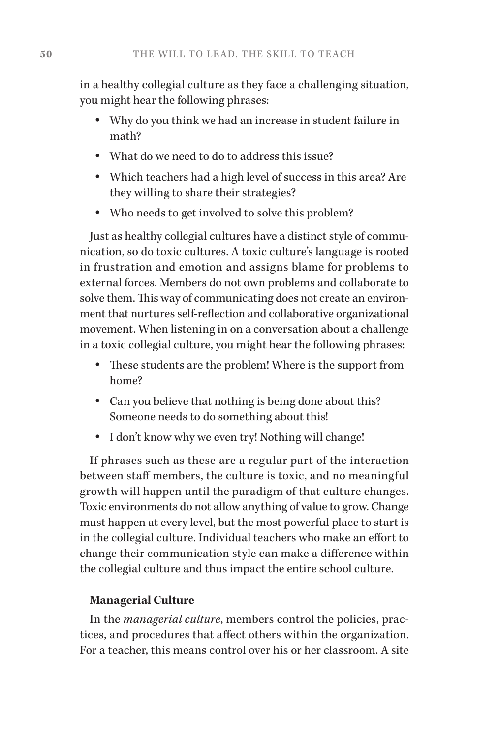in a healthy collegial culture as they face a challenging situation, you might hear the following phrases:

- Why do you think we had an increase in student failure in math?
- What do we need to do to address this issue?
- Which teachers had a high level of success in this area? Are they willing to share their strategies?
- Who needs to get involved to solve this problem?

Just as healthy collegial cultures have a distinct style of communication, so do toxic cultures. A toxic culture's language is rooted in frustration and emotion and assigns blame for problems to external forces. Members do not own problems and collaborate to solve them. This way of communicating does not create an environment that nurtures self-reflection and collaborative organizational movement. When listening in on a conversation about a challenge in a toxic collegial culture, you might hear the following phrases:

- These students are the problem! Where is the support from home?
- Can you believe that nothing is being done about this? Someone needs to do something about this!
- I don't know why we even try! Nothing will change!

If phrases such as these are a regular part of the interaction between staff members, the culture is toxic, and no meaningful growth will happen until the paradigm of that culture changes. Toxic environments do not allow anything of value to grow. Change must happen at every level, but the most powerful place to start is in the collegial culture. Individual teachers who make an effort to change their communication style can make a difference within the collegial culture and thus impact the entire school culture.

### Managerial Culture

In the *managerial culture*, members control the policies, practices, and procedures that affect others within the organization. For a teacher, this means control over his or her classroom. A site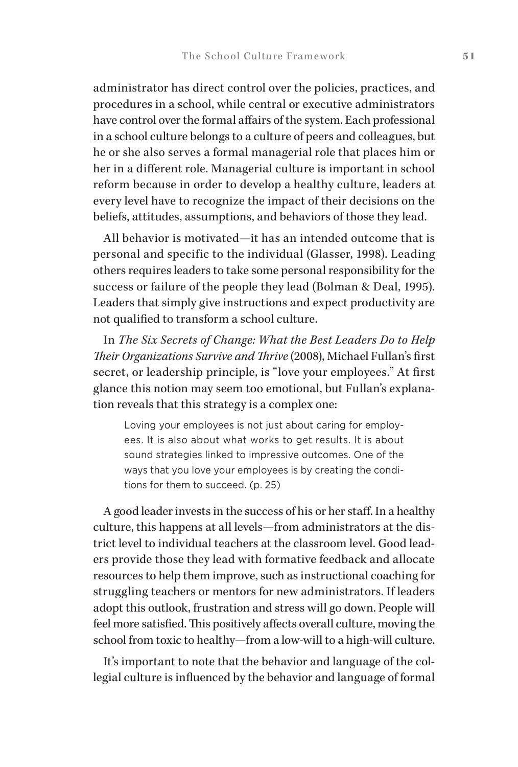administrator has direct control over the policies, practices, and procedures in a school, while central or executive administrators have control over the formal affairs of the system. Each professional in a school culture belongs to a culture of peers and colleagues, but he or she also serves a formal managerial role that places him or her in a different role. Managerial culture is important in school reform because in order to develop a healthy culture, leaders at every level have to recognize the impact of their decisions on the beliefs, attitudes, assumptions, and behaviors of those they lead.

All behavior is motivated—it has an intended outcome that is personal and specific to the individual (Glasser, 1998). Leading others requires leaders to take some personal responsibility for the success or failure of the people they lead (Bolman & Deal, 1995). Leaders that simply give instructions and expect productivity are not qualified to transform a school culture.

In *The Six Secrets of Change: What the Best Leaders Do to Help Their Organizations Survive and Thrive* (2008), Michael Fullan's first secret, or leadership principle, is "love your employees." At first glance this notion may seem too emotional, but Fullan's explanation reveals that this strategy is a complex one:

> Loving your employees is not just about caring for employees. It is also about what works to get results. It is about sound strategies linked to impressive outcomes. One of the ways that you love your employees is by creating the conditions for them to succeed. (p. 25)

A good leader invests in the success of his or her staff. In a healthy culture, this happens at all levels—from administrators at the district level to individual teachers at the classroom level. Good leaders provide those they lead with formative feedback and allocate resources to help them improve, such as instructional coaching for struggling teachers or mentors for new administrators. If leaders adopt this outlook, frustration and stress will go down. People will feel more satisfied. This positively affects overall culture, moving the school from toxic to healthy—from a low-will to a high-will culture.

It's important to note that the behavior and language of the collegial culture is influenced by the behavior and language of formal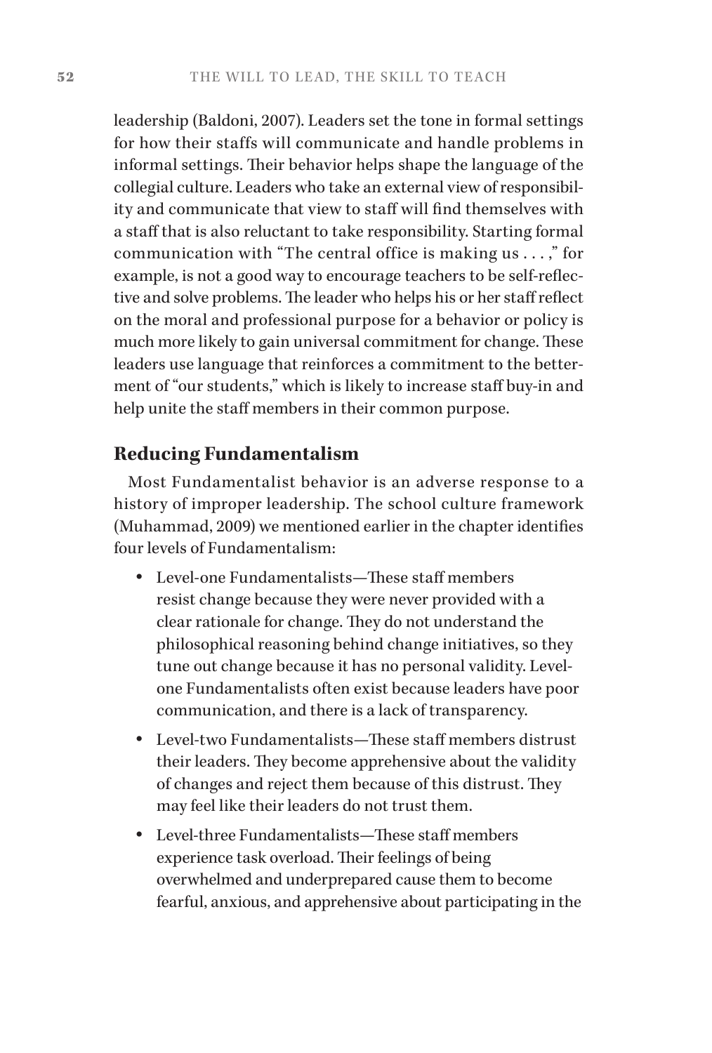leadership (Baldoni, 2007). Leaders set the tone in formal settings for how their staffs will communicate and handle problems in informal settings. Their behavior helps shape the language of the collegial culture. Leaders who take an external view of responsibility and communicate that view to staff will find themselves with a staff that is also reluctant to take responsibility. Starting formal communication with "The central office is making us . . . ," for example, is not a good way to encourage teachers to be self-reflective and solve problems. The leader who helps his or her staff reflect on the moral and professional purpose for a behavior or policy is much more likely to gain universal commitment for change. These leaders use language that reinforces a commitment to the betterment of "our students," which is likely to increase staff buy-in and help unite the staff members in their common purpose.

## Reducing Fundamentalism

Most Fundamentalist behavior is an adverse response to a history of improper leadership. The school culture framework (Muhammad, 2009) we mentioned earlier in the chapter identifies four levels of Fundamentalism:

- Level-one Fundamentalists—These staff members resist change because they were never provided with a clear rationale for change. They do not understand the philosophical reasoning behind change initiatives, so they tune out change because it has no personal validity. Level-one Fundamentalists often exist because leaders have poor communication, and there is a lack of transparency.
- Level-two Fundamentalists—These staff members distrust their leaders. They become apprehensive about the validity of changes and reject them because of this distrust. They may feel like their leaders do not trust them.
- Level-three Fundamentalists—These staff members experience task overload. Their feelings of being overwhelmed and underprepared cause them to become fearful, anxious, and apprehensive about participating in the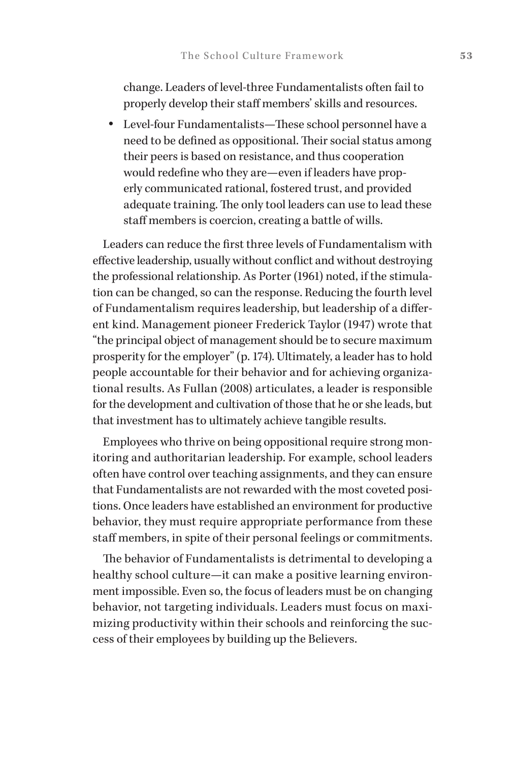change. Leaders of level-three Fundamentalists often fail to properly develop their staff members' skills and resources.

- Level-four Fundamentalists—These school personnel have a need to be defined as oppositional. Their social status among their peers is based on resistance, and thus cooperation would redefine who they are—even if leaders have properly communicated rational, fostered trust, and provided adequate training. The only tool leaders can use to lead these staff members is coercion, creating a battle of wills.

Leaders can reduce the first three levels of Fundamentalism with effective leadership, usually without conflict and without destroying the professional relationship. As Porter (1961) noted, if the stimulation can be changed, so can the response. Reducing the fourth level of Fundamentalism requires leadership, but leadership of a different kind. Management pioneer Frederick Taylor (1947) wrote that "the principal object of management should be to secure maximum prosperity for the employer" (p. 174). Ultimately, a leader has to hold people accountable for their behavior and for achieving organizational results. As Fullan (2008) articulates, a leader is responsible for the development and cultivation of those that he or she leads, but that investment has to ultimately achieve tangible results.

Employees who thrive on being oppositional require strong monitoring and authoritarian leadership. For example, school leaders often have control over teaching assignments, and they can ensure that Fundamentalists are not rewarded with the most coveted positions. Once leaders have established an environment for productive behavior, they must require appropriate performance from these staff members, in spite of their personal feelings or commitments.

The behavior of Fundamentalists is detrimental to developing a healthy school culture—it can make a positive learning environment impossible. Even so, the focus of leaders must be on changing behavior, not targeting individuals. Leaders must focus on maximizing productivity within their schools and reinforcing the success of their employees by building up the Believers.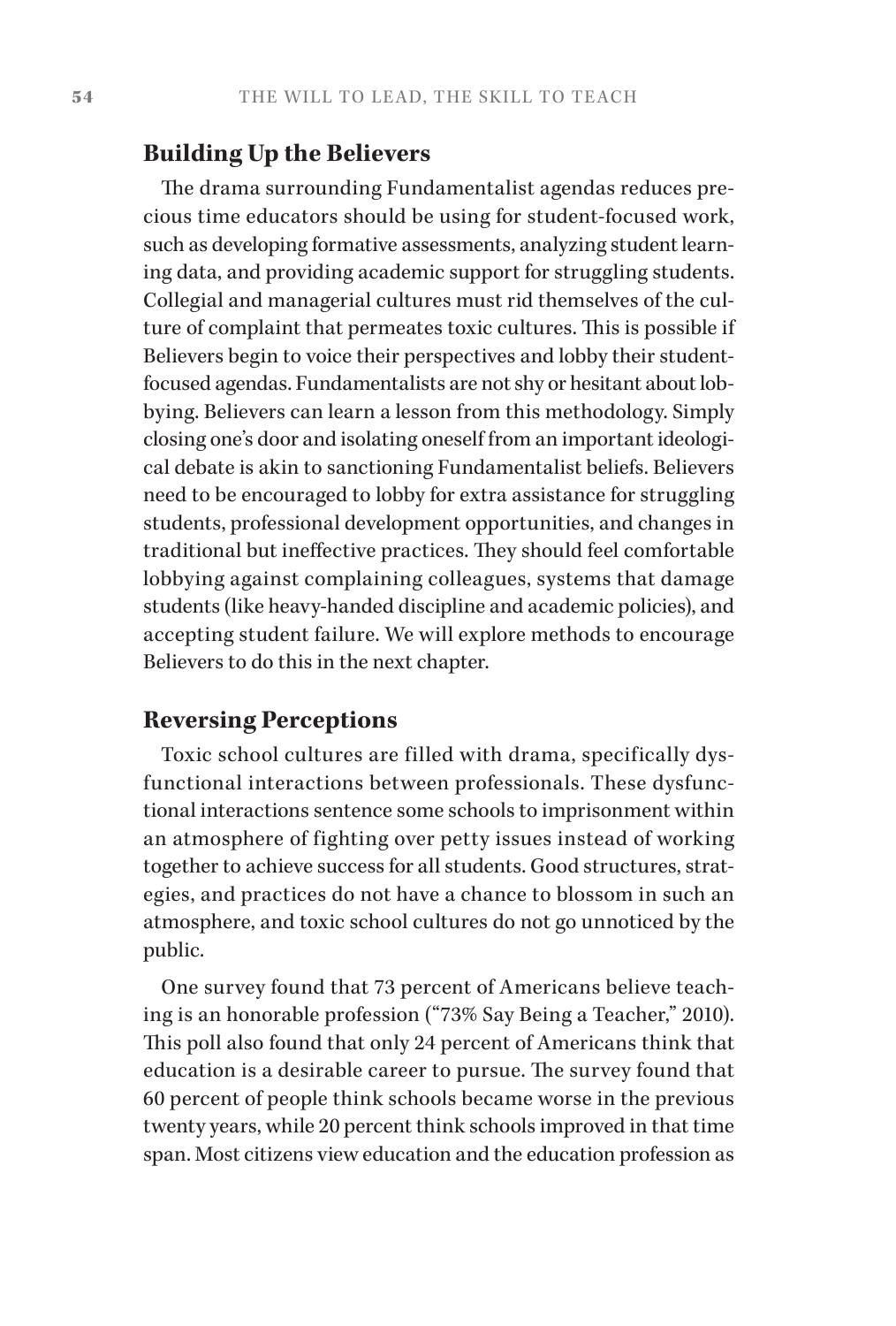## Building Up the Believers

The drama surrounding Fundamentalist agendas reduces precious time educators should be using for student-focused work, such as developing formative assessments, analyzing student learning data, and providing academic support for struggling students. Collegial and managerial cultures must rid themselves of the culture of complaint that permeates toxic cultures. This is possible if Believers begin to voice their perspectives and lobby their student-focused agendas. Fundamentalists are not shy or hesitant about lobbying. Believers can learn a lesson from this methodology. Simply closing one's door and isolating oneself from an important ideological debate is akin to sanctioning Fundamentalist beliefs. Believers need to be encouraged to lobby for extra assistance for struggling students, professional development opportunities, and changes in traditional but ineffective practices. They should feel comfortable lobbying against complaining colleagues, systems that damage students (like heavy-handed discipline and academic policies), and accepting student failure. We will explore methods to encourage Believers to do this in the next chapter.

## Reversing Perceptions

Toxic school cultures are filled with drama, specifically dysfunctional interactions between professionals. These dysfunctional interactions sentence some schools to imprisonment within an atmosphere of fighting over petty issues instead of working together to achieve success for all students. Good structures, strategies, and practices do not have a chance to blossom in such an atmosphere, and toxic school cultures do not go unnoticed by the public.

One survey found that 73 percent of Americans believe teaching is an honorable profession ("73% Say Being a Teacher," 2010). This poll also found that only 24 percent of Americans think that education is a desirable career to pursue. The survey found that 60 percent of people think schools became worse in the previous twenty years, while 20 percent think schools improved in that time span. Most citizens view education and the education profession as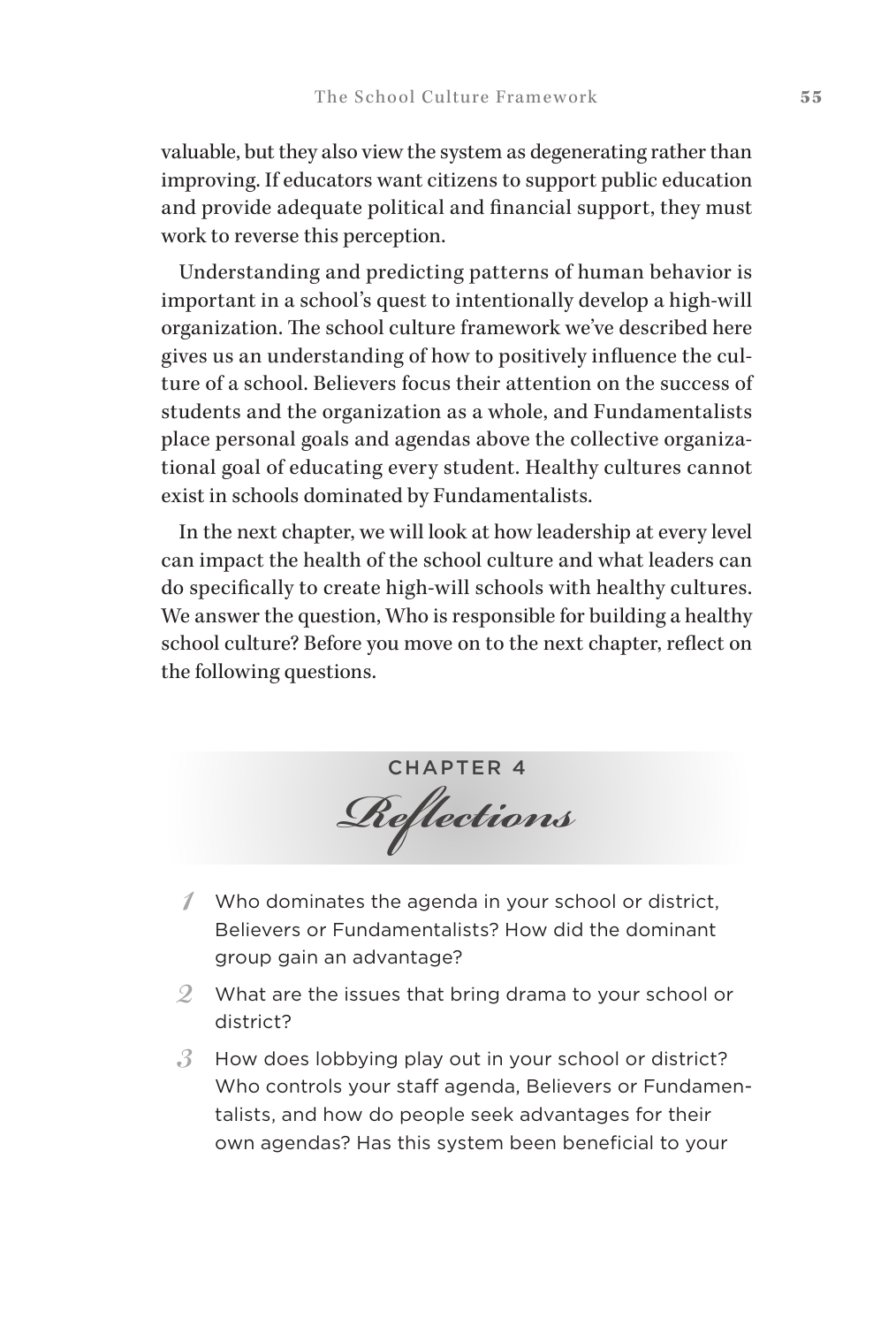valuable, but they also view the system as degenerating rather than improving. If educators want citizens to support public education and provide adequate political and financial support, they must work to reverse this perception.

Understanding and predicting patterns of human behavior is important in a school's quest to intentionally develop a high-will organization. The school culture framework we've described here gives us an understanding of how to positively influence the culture of a school. Believers focus their attention on the success of students and the organization as a whole, and Fundamentalists place personal goals and agendas above the collective organizational goal of educating every student. Healthy cultures cannot exist in schools dominated by Fundamentalists.

In the next chapter, we will look at how leadership at every level can impact the health of the school culture and what leaders can do specifically to create high-will schools with healthy cultures. We answer the question, Who is responsible for building a healthy school culture? Before you move on to the next chapter, reflect on the following questions.

## CHAPTER 4 *Reflections*

1. Who dominates the agenda in your school or district, Believers or Fundamentalists? How did the dominant group gain an advantage?
2. What are the issues that bring drama to your school or district?
3. How does lobbying play out in your school or district? Who controls your staff agenda, Believers or Fundamentalists, and how do people seek advantages for their own agendas? Has this system been beneficial to your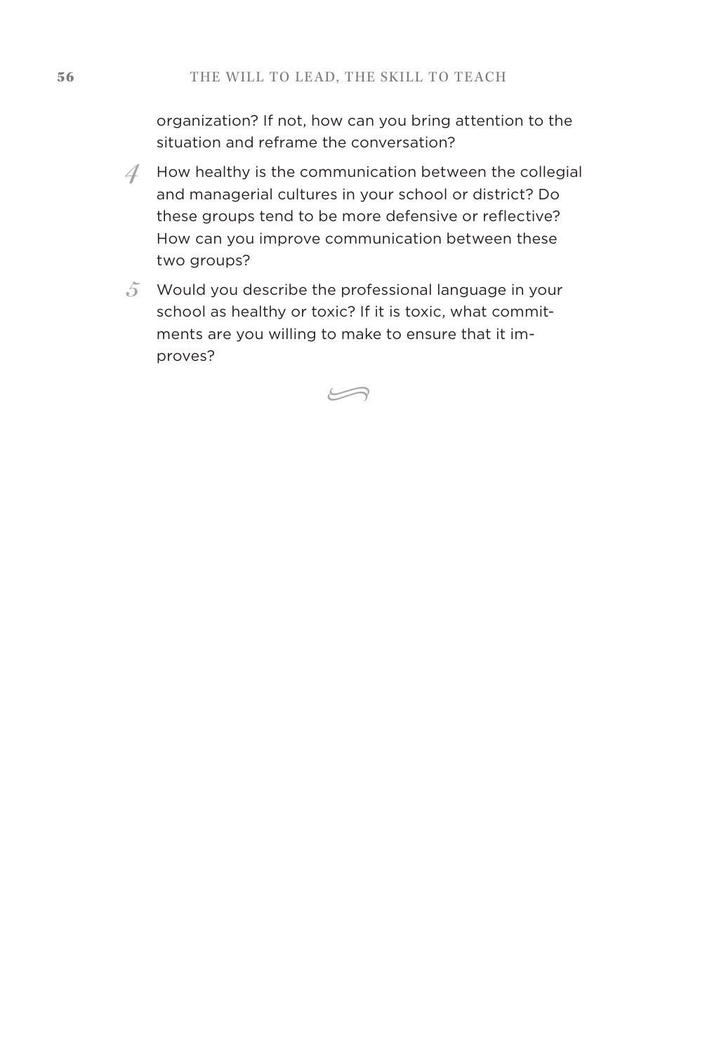organization? If not, how can you bring attention to the situation and reframe the conversation?

4. How healthy is the communication between the collegial and managerial cultures in your school or district? Do these groups tend to be more defensive or reflective? How can you improve communication between these two groups?

5. Would you describe the professional language in your school as healthy or toxic? If it is toxic, what commitments are you willing to make to ensure that it improves?